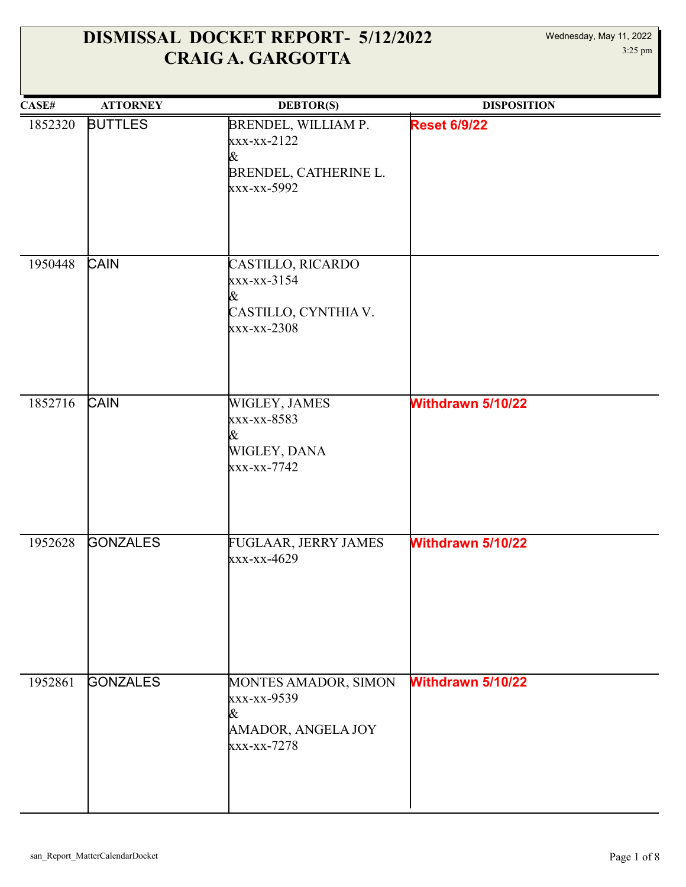# DISMISSAL DOCKET REPORT- 5/12/2022
# CRAIG A. GARGOTTA

Wednesday, May 11, 2022
3:25 pm

| CASE# | ATTORNEY | DEBTOR(S) | DISPOSITION |
|---|---|---|---|
| 1852320 | BUTTLES | BRENDEL, WILLIAM P.<br>xxx-xx-2122<br>&<br>BRENDEL, CATHERINE L.<br>xxx-xx-5992 | **Reset 6/9/22** |
| 1950448 | CAIN | CASTILLO, RICARDO<br>xxx-xx-3154<br>&<br>CASTILLO, CYNTHIA V.<br>xxx-xx-2308 | |
| 1852716 | CAIN | WIGLEY, JAMES<br>xxx-xx-8583<br>&<br>WIGLEY, DANA<br>xxx-xx-7742 | **Withdrawn 5/10/22** |
| 1952628 | GONZALES | FUGLAAR, JERRY JAMES<br>xxx-xx-4629 | **Withdrawn 5/10/22** |
| 1952861 | GONZALES | MONTES AMADOR, SIMON<br>xxx-xx-9539<br>&<br>AMADOR, ANGELA JOY<br>xxx-xx-7278 | **Withdrawn 5/10/22** |

san_Report_MatterCalendarDocket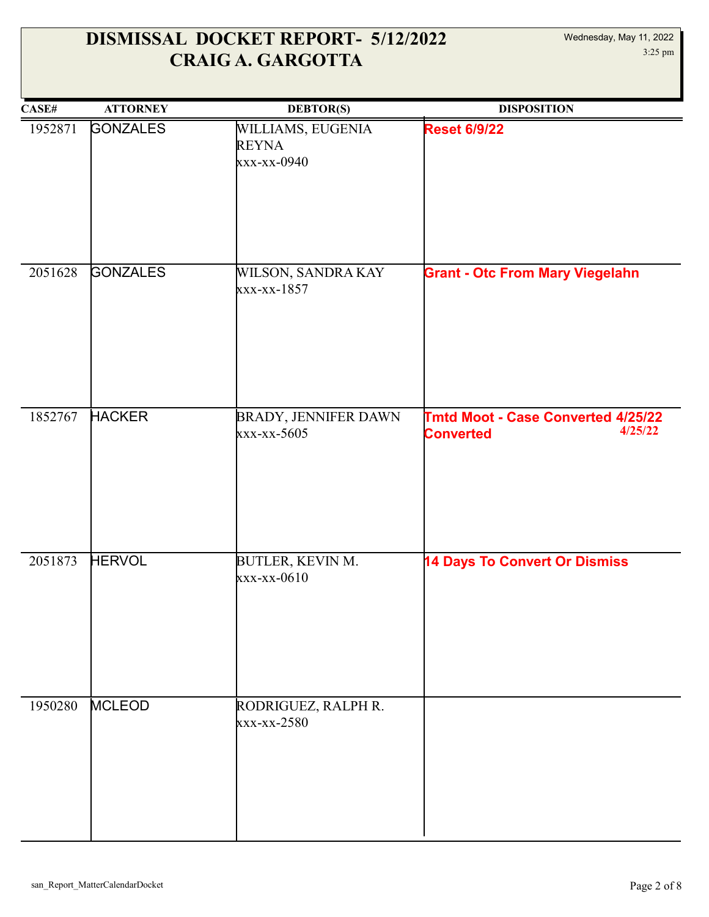# DISMISSAL DOCKET REPORT- 5/12/2022
# CRAIG A. GARGOTTA

Wednesday, May 11, 2022
3:25 pm

| CASE# | ATTORNEY | DEBTOR(S) | DISPOSITION |
|---|---|---|---|
| 1952871 | GONZALES | WILLIAMS, EUGENIA REYNA<br>xxx-xx-0940 | **Reset 6/9/22** |
| 2051628 | GONZALES | WILSON, SANDRA KAY<br>xxx-xx-1857 | **Grant - Otc From Mary Viegelahn** |
| 1852767 | HACKER | BRADY, JENNIFER DAWN<br>xxx-xx-5605 | **Tmtd Moot - Case Converted 4/25/22**<br>**Converted** 4/25/22 |
| 2051873 | HERVOL | BUTLER, KEVIN M.<br>xxx-xx-0610 | **14 Days To Convert Or Dismiss** |
| 1950280 | MCLEOD | RODRIGUEZ, RALPH R.<br>xxx-xx-2580 | |

san_Report_MatterCalendarDocket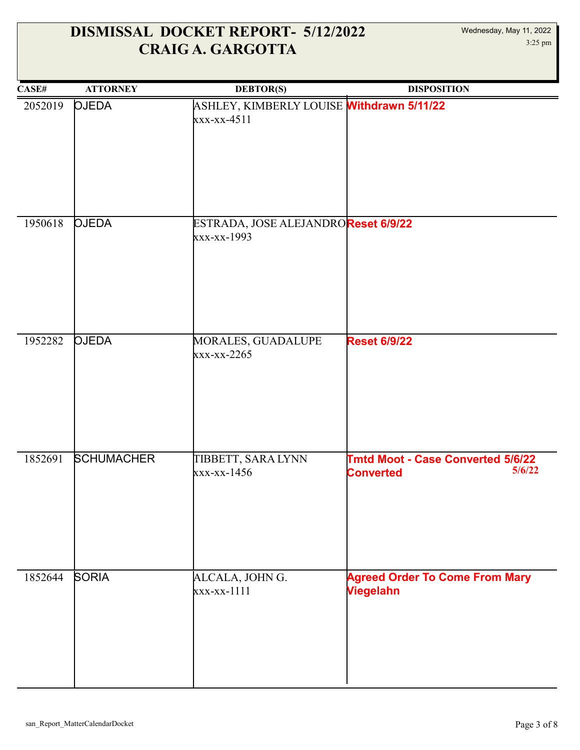# DISMISSAL DOCKET REPORT- 5/12/2022
## CRAIG A. GARGOTTA

Wednesday, May 11, 2022
3:25 pm

| CASE# | ATTORNEY | DEBTOR(S) | DISPOSITION |
|---|---|---|---|
| 2052019 | OJEDA | ASHLEY, KIMBERLY LOUISE<br>xxx-xx-4511 | **Withdrawn 5/11/22** |
| 1950618 | OJEDA | ESTRADA, JOSE ALEJANDRO<br>xxx-xx-1993 | **Reset 6/9/22** |
| 1952282 | OJEDA | MORALES, GUADALUPE<br>xxx-xx-2265 | **Reset 6/9/22** |
| 1852691 | SCHUMACHER | TIBBETT, SARA LYNN<br>xxx-xx-1456 | **Tmtd Moot - Case Converted 5/6/22**<br>**Converted** 5/6/22 |
| 1852644 | SORIA | ALCALA, JOHN G.<br>xxx-xx-1111 | **Agreed Order To Come From Mary Viegelahn** |

san_Report_MatterCalendarDocket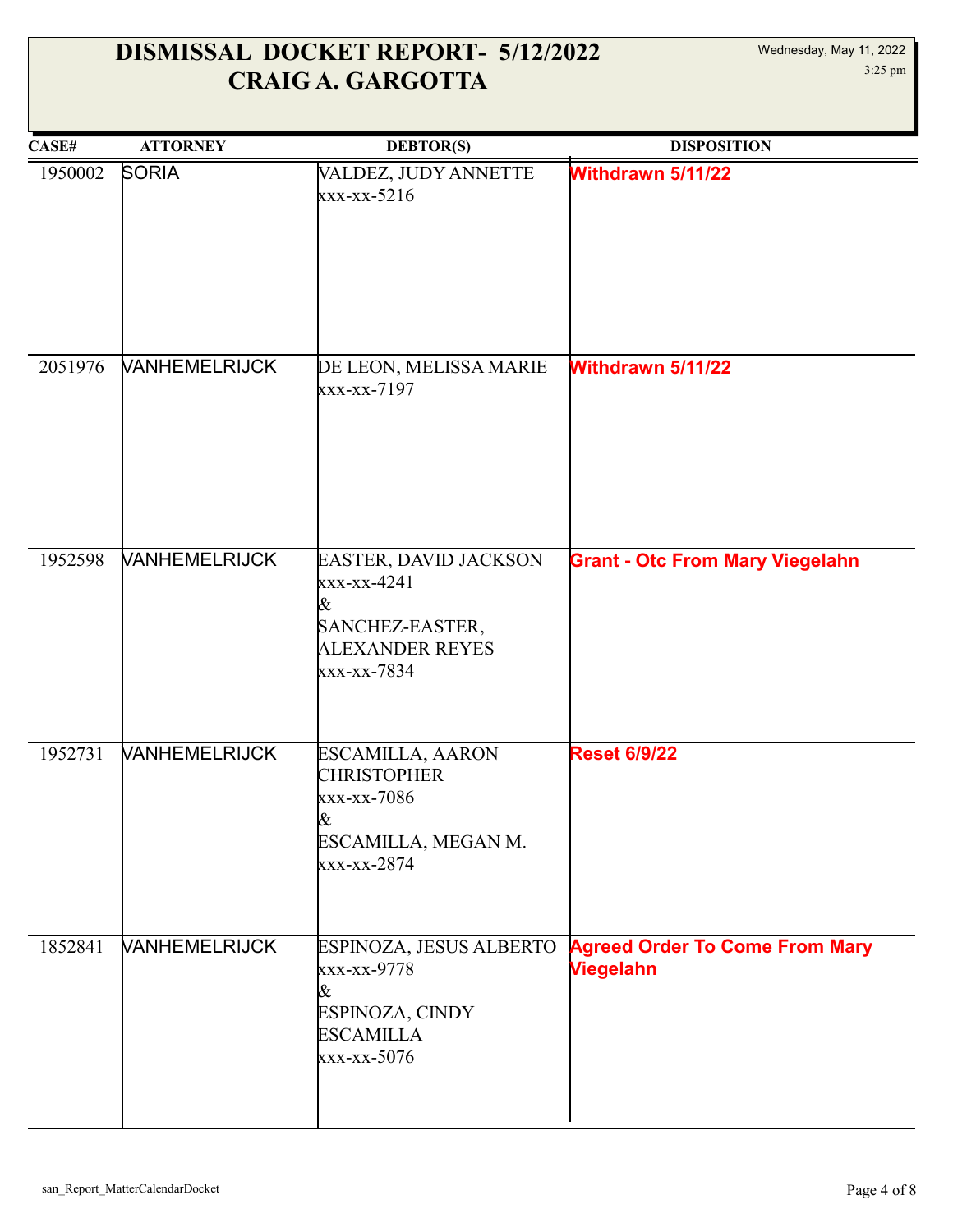# DISMISSAL DOCKET REPORT- 5/12/2022
# CRAIG A. GARGOTTA

Wednesday, May 11, 2022
3:25 pm

| CASE# | ATTORNEY | DEBTOR(S) | DISPOSITION |
|---|---|---|---|
| 1950002 | SORIA | VALDEZ, JUDY ANNETTE<br>xxx-xx-5216 | **Withdrawn 5/11/22** |
| 2051976 | VANHEMELRIJCK | DE LEON, MELISSA MARIE<br>xxx-xx-7197 | **Withdrawn 5/11/22** |
| 1952598 | VANHEMELRIJCK | EASTER, DAVID JACKSON<br>xxx-xx-4241<br>&<br>SANCHEZ-EASTER, ALEXANDER REYES<br>xxx-xx-7834 | **Grant - Otc From Mary Viegelahn** |
| 1952731 | VANHEMELRIJCK | ESCAMILLA, AARON CHRISTOPHER<br>xxx-xx-7086<br>&<br>ESCAMILLA, MEGAN M.<br>xxx-xx-2874 | **Reset 6/9/22** |
| 1852841 | VANHEMELRIJCK | ESPINOZA, JESUS ALBERTO<br>xxx-xx-9778<br>&<br>ESPINOZA, CINDY ESCAMILLA<br>xxx-xx-5076 | **Agreed Order To Come From Mary Viegelahn** |

san_Report_MatterCalendarDocket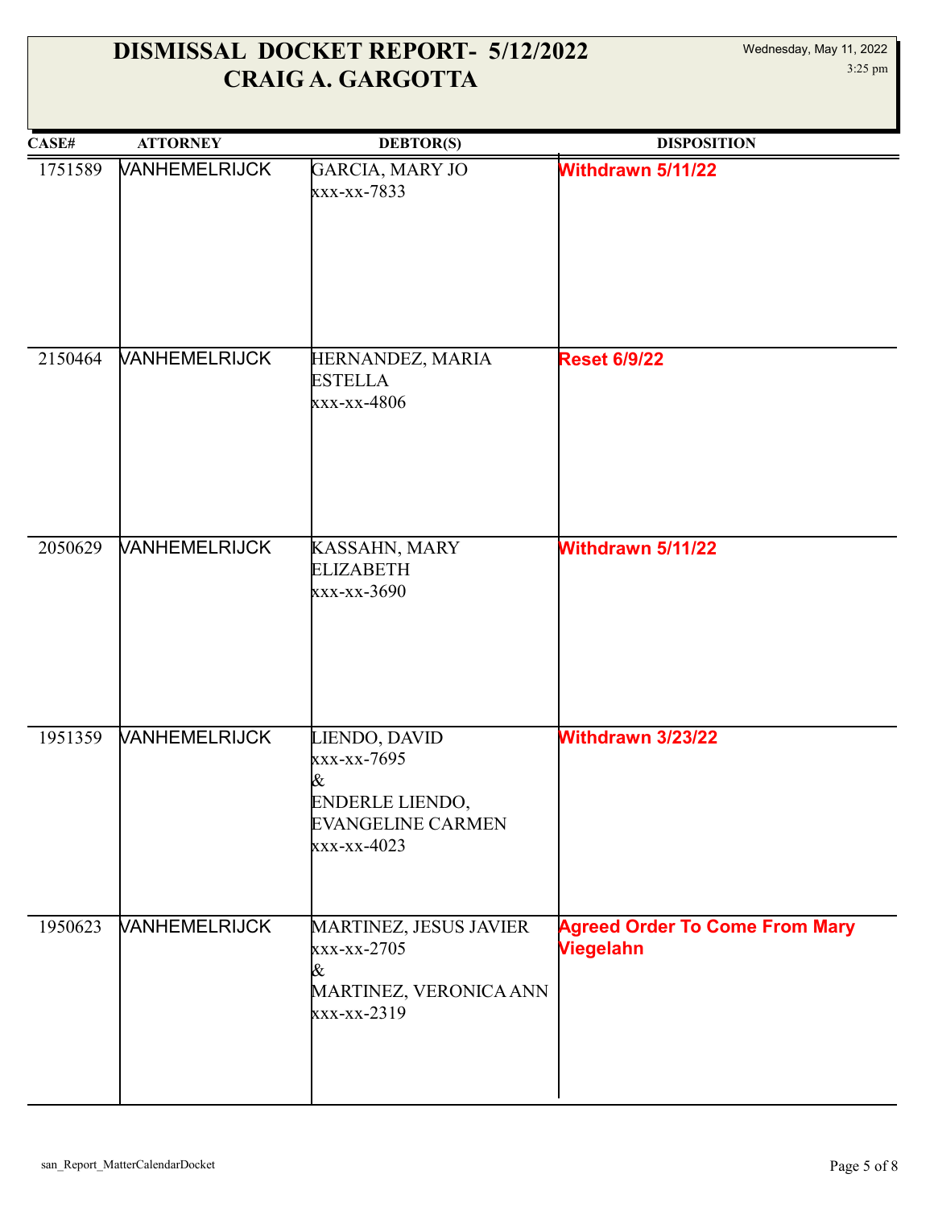# DISMISSAL DOCKET REPORT- 5/12/2022
# CRAIG A. GARGOTTA

Wednesday, May 11, 2022
3:25 pm

| CASE# | ATTORNEY | DEBTOR(S) | DISPOSITION |
|---|---|---|---|
| 1751589 | VANHEMELRIJCK | GARCIA, MARY JO<br>xxx-xx-7833 | **Withdrawn 5/11/22** |
| 2150464 | VANHEMELRIJCK | HERNANDEZ, MARIA ESTELLA<br>xxx-xx-4806 | **Reset 6/9/22** |
| 2050629 | VANHEMELRIJCK | KASSAHN, MARY ELIZABETH<br>xxx-xx-3690 | **Withdrawn 5/11/22** |
| 1951359 | VANHEMELRIJCK | LIENDO, DAVID<br>xxx-xx-7695<br>&<br>ENDERLE LIENDO, EVANGELINE CARMEN<br>xxx-xx-4023 | **Withdrawn 3/23/22** |
| 1950623 | VANHEMELRIJCK | MARTINEZ, JESUS JAVIER<br>xxx-xx-2705<br>&<br>MARTINEZ, VERONICA ANN<br>xxx-xx-2319 | **Agreed Order To Come From Mary Viegelahn** |

san_Report_MatterCalendarDocket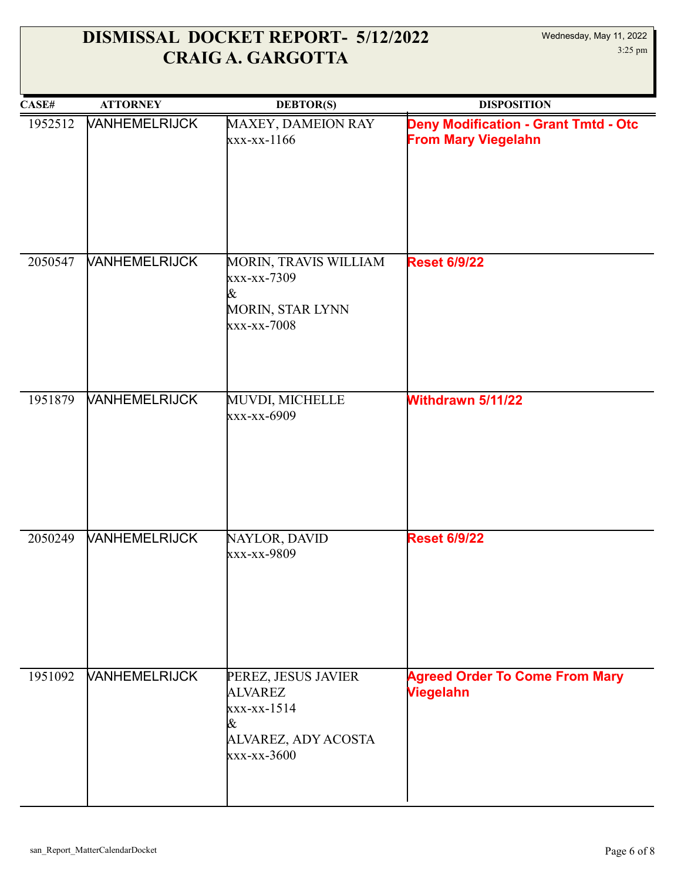# DISMISSAL DOCKET REPORT- 5/12/2022
# CRAIG A. GARGOTTA

Wednesday, May 11, 2022
3:25 pm

| CASE# | ATTORNEY | DEBTOR(S) | DISPOSITION |
|---|---|---|---|
| 1952512 | VANHEMELRIJCK | MAXEY, DAMEION RAY<br>xxx-xx-1166 | **Deny Modification - Grant Tmtd - Otc From Mary Viegelahn** |
| 2050547 | VANHEMELRIJCK | MORIN, TRAVIS WILLIAM<br>xxx-xx-7309<br>&<br>MORIN, STAR LYNN<br>xxx-xx-7008 | **Reset 6/9/22** |
| 1951879 | VANHEMELRIJCK | MUVDI, MICHELLE<br>xxx-xx-6909 | **Withdrawn 5/11/22** |
| 2050249 | VANHEMELRIJCK | NAYLOR, DAVID<br>xxx-xx-9809 | **Reset 6/9/22** |
| 1951092 | VANHEMELRIJCK | PEREZ, JESUS JAVIER ALVAREZ<br>xxx-xx-1514<br>&<br>ALVAREZ, ADY ACOSTA<br>xxx-xx-3600 | **Agreed Order To Come From Mary Viegelahn** |

san_Report_MatterCalendarDocket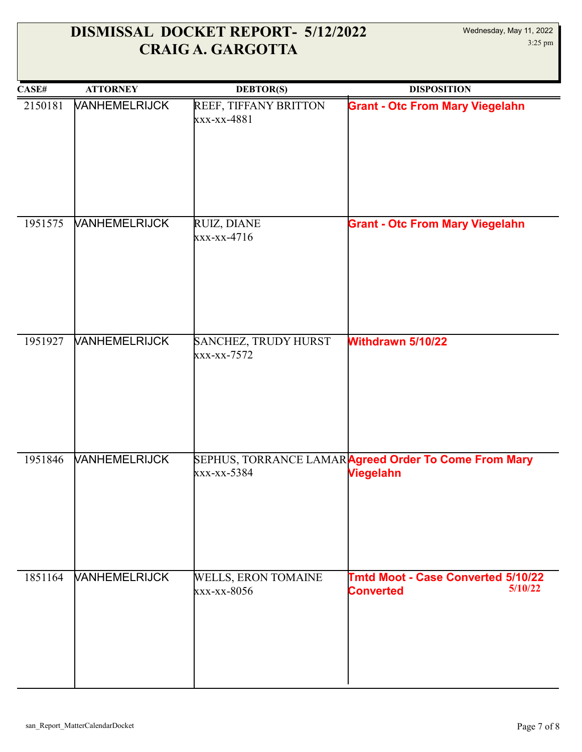# DISMISSAL DOCKET REPORT- 5/12/2022
## CRAIG A. GARGOTTA

Wednesday, May 11, 2022
3:25 pm

| CASE# | ATTORNEY | DEBTOR(S) | DISPOSITION |
|---|---|---|---|
| 2150181 | VANHEMELRIJCK | REEF, TIFFANY BRITTON<br>xxx-xx-4881 | **Grant - Otc From Mary Viegelahn** |
| 1951575 | VANHEMELRIJCK | RUIZ, DIANE<br>xxx-xx-4716 | **Grant - Otc From Mary Viegelahn** |
| 1951927 | VANHEMELRIJCK | SANCHEZ, TRUDY HURST<br>xxx-xx-7572 | **Withdrawn 5/10/22** |
| 1951846 | VANHEMELRIJCK | SEPHUS, TORRANCE LAMAR<br>xxx-xx-5384 | **Agreed Order To Come From Mary Viegelahn** |
| 1851164 | VANHEMELRIJCK | WELLS, ERON TOMAINE<br>xxx-xx-8056 | **Tmtd Moot - Case Converted 5/10/22**<br>**Converted 5/10/22** |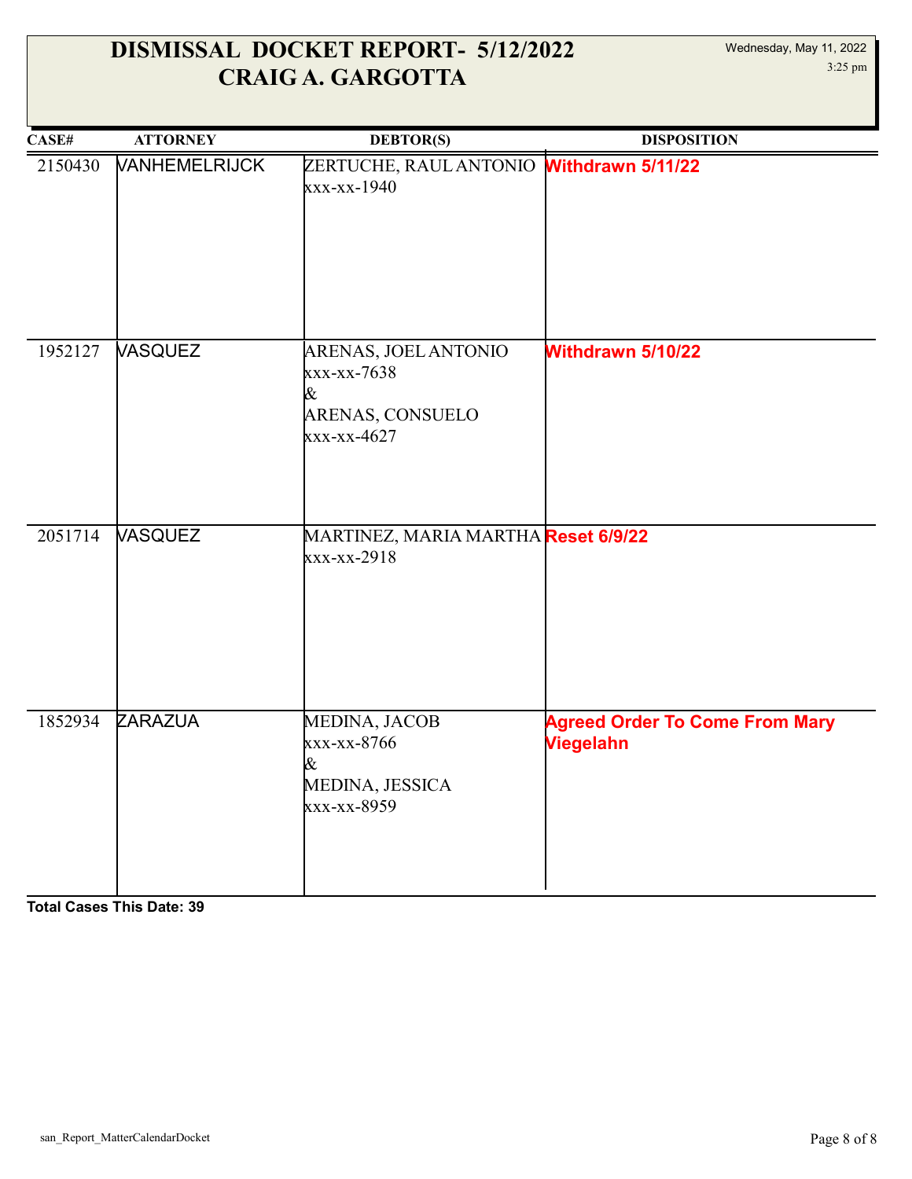# DISMISSAL DOCKET REPORT- 5/12/2022
# CRAIG A. GARGOTTA

Wednesday, May 11, 2022
3:25 pm

| CASE# | ATTORNEY | DEBTOR(S) | DISPOSITION |
| --- | --- | --- | --- |
| 2150430 | VANHEMELRIJCK | ZERTUCHE, RAUL ANTONIO<br>xxx-xx-1940 | **Withdrawn 5/11/22** |
| 1952127 | VASQUEZ | ARENAS, JOEL ANTONIO<br>xxx-xx-7638<br>&<br>ARENAS, CONSUELO<br>xxx-xx-4627 | **Withdrawn 5/10/22** |
| 2051714 | VASQUEZ | MARTINEZ, MARIA MARTHA<br>xxx-xx-2918 | **Reset 6/9/22** |
| 1852934 | ZARAZUA | MEDINA, JACOB<br>xxx-xx-8766<br>&<br>MEDINA, JESSICA<br>xxx-xx-8959 | **Agreed Order To Come From Mary Viegelahn** |

**Total Cases This Date: 39**

san_Report_MatterCalendarDocket